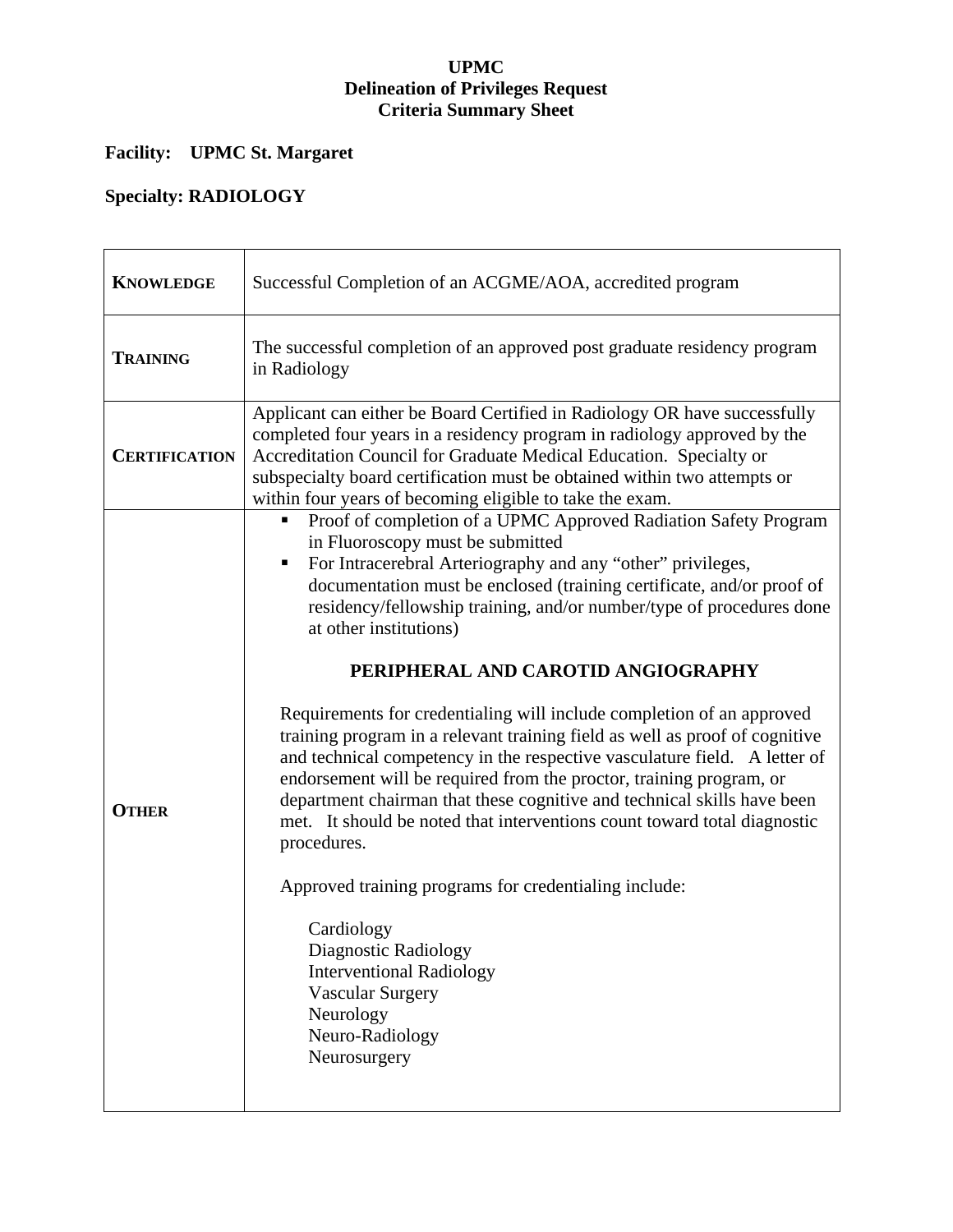**UPMC**
**Delineation of Privileges Request**
**Criteria Summary Sheet**

**Facility: UPMC St. Margaret**

**Specialty: RADIOLOGY**

| | |
|---|---|
| **KNOWLEDGE** | Successful Completion of an ACGME/AOA, accredited program |
| **TRAINING** | The successful completion of an approved post graduate residency program in Radiology |
| **CERTIFICATION** | Applicant can either be Board Certified in Radiology OR have successfully completed four years in a residency program in radiology approved by the Accreditation Council for Graduate Medical Education. Specialty or subspecialty board certification must be obtained within two attempts or within four years of becoming eligible to take the exam. |
| **OTHER** | ▪ Proof of completion of a UPMC Approved Radiation Safety Program in Fluoroscopy must be submitted<br>▪ For Intracerebral Arteriography and any "other" privileges, documentation must be enclosed (training certificate, and/or proof of residency/fellowship training, and/or number/type of procedures done at other institutions)<br><br>**PERIPHERAL AND CAROTID ANGIOGRAPHY**<br><br>Requirements for credentialing will include completion of an approved training program in a relevant training field as well as proof of cognitive and technical competency in the respective vasculature field. A letter of endorsement will be required from the proctor, training program, or department chairman that these cognitive and technical skills have been met. It should be noted that interventions count toward total diagnostic procedures.<br><br>Approved training programs for credentialing include:<br><br>Cardiology<br>Diagnostic Radiology<br>Interventional Radiology<br>Vascular Surgery<br>Neurology<br>Neuro-Radiology<br>Neurosurgery |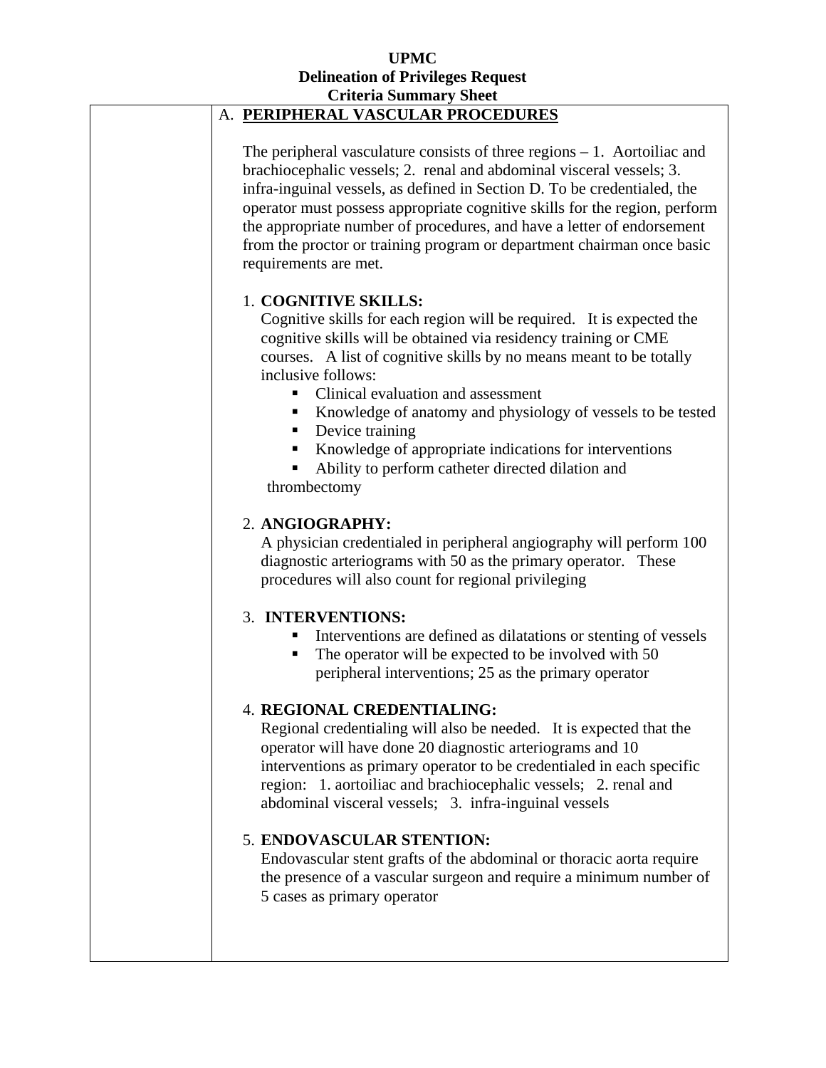**UPMC**
**Delineation of Privileges Request**
**Criteria Summary Sheet**

## A. PERIPHERAL VASCULAR PROCEDURES

The peripheral vasculature consists of three regions – 1. Aortoiliac and brachiocephalic vessels; 2. renal and abdominal visceral vessels; 3. infra-inguinal vessels, as defined in Section D. To be credentialed, the operator must possess appropriate cognitive skills for the region, perform the appropriate number of procedures, and have a letter of endorsement from the proctor or training program or department chairman once basic requirements are met.

1. **COGNITIVE SKILLS:**
   Cognitive skills for each region will be required. It is expected the cognitive skills will be obtained via residency training or CME courses. A list of cognitive skills by no means meant to be totally inclusive follows:
   - Clinical evaluation and assessment
   - Knowledge of anatomy and physiology of vessels to be tested
   - Device training
   - Knowledge of appropriate indications for interventions
   - Ability to perform catheter directed dilation and thrombectomy

2. **ANGIOGRAPHY:**
   A physician credentialed in peripheral angiography will perform 100 diagnostic arteriograms with 50 as the primary operator. These procedures will also count for regional privileging

3. **INTERVENTIONS:**
   - Interventions are defined as dilatations or stenting of vessels
   - The operator will be expected to be involved with 50 peripheral interventions; 25 as the primary operator

4. **REGIONAL CREDENTIALING:**
   Regional credentialing will also be needed. It is expected that the operator will have done 20 diagnostic arteriograms and 10 interventions as primary operator to be credentialed in each specific region: 1. aortoiliac and brachiocephalic vessels; 2. renal and abdominal visceral vessels; 3. infra-inguinal vessels

5. **ENDOVASCULAR STENTION:**
   Endovascular stent grafts of the abdominal or thoracic aorta require the presence of a vascular surgeon and require a minimum number of 5 cases as primary operator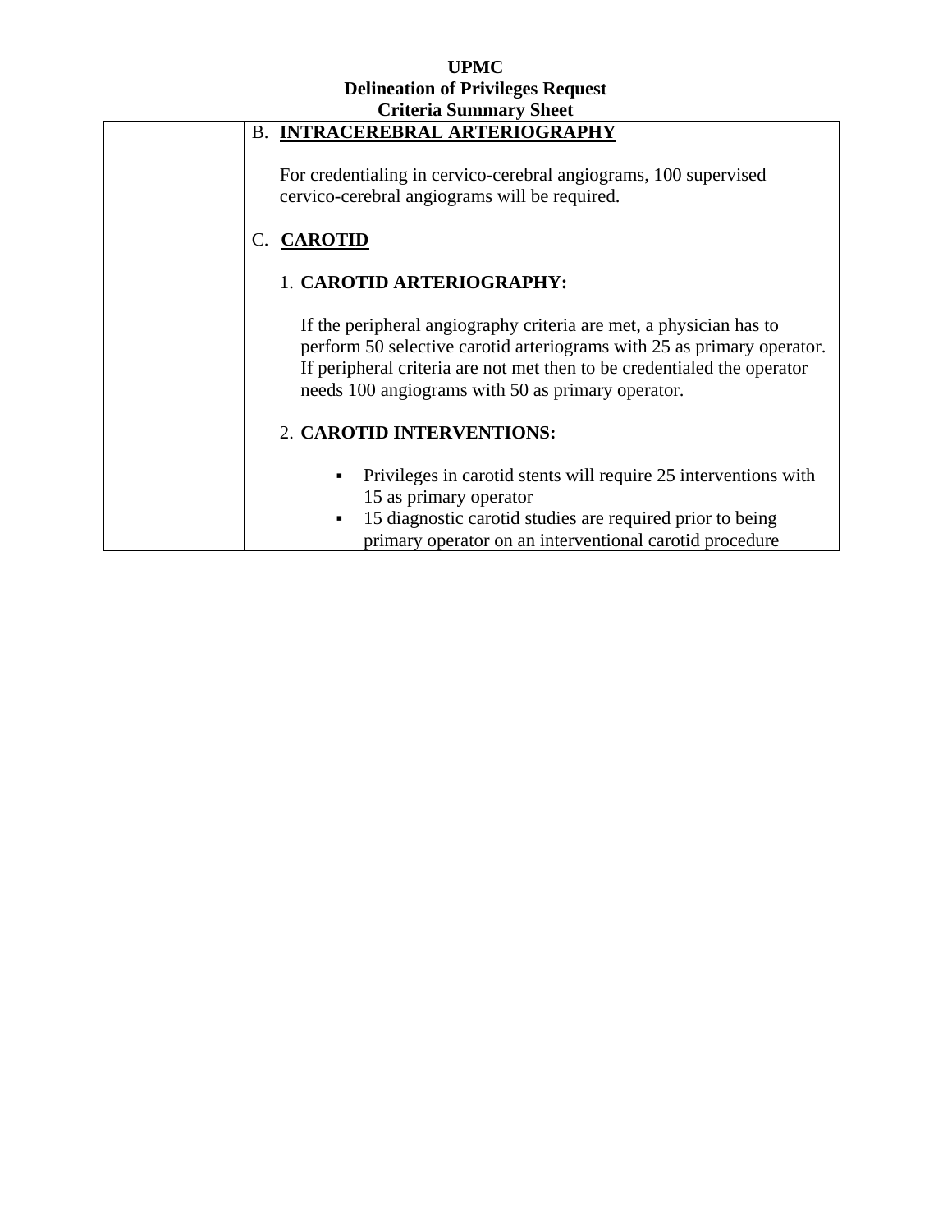**UPMC**
**Delineation of Privileges Request**
**Criteria Summary Sheet**

| | |
|---|---|
| | B. **INTRACEREBRAL ARTERIOGRAPHY**<br><br>For credentialing in cervico-cerebral angiograms, 100 supervised cervico-cerebral angiograms will be required.<br><br>C. **CAROTID**<br><br>1. **CAROTID ARTERIOGRAPHY:**<br><br>If the peripheral angiography criteria are met, a physician has to perform 50 selective carotid arteriograms with 25 as primary operator. If peripheral criteria are not met then to be credentialed the operator needs 100 angiograms with 50 as primary operator.<br><br>2. **CAROTID INTERVENTIONS:**<br><br>▪ Privileges in carotid stents will require 25 interventions with 15 as primary operator<br>▪ 15 diagnostic carotid studies are required prior to being primary operator on an interventional carotid procedure |